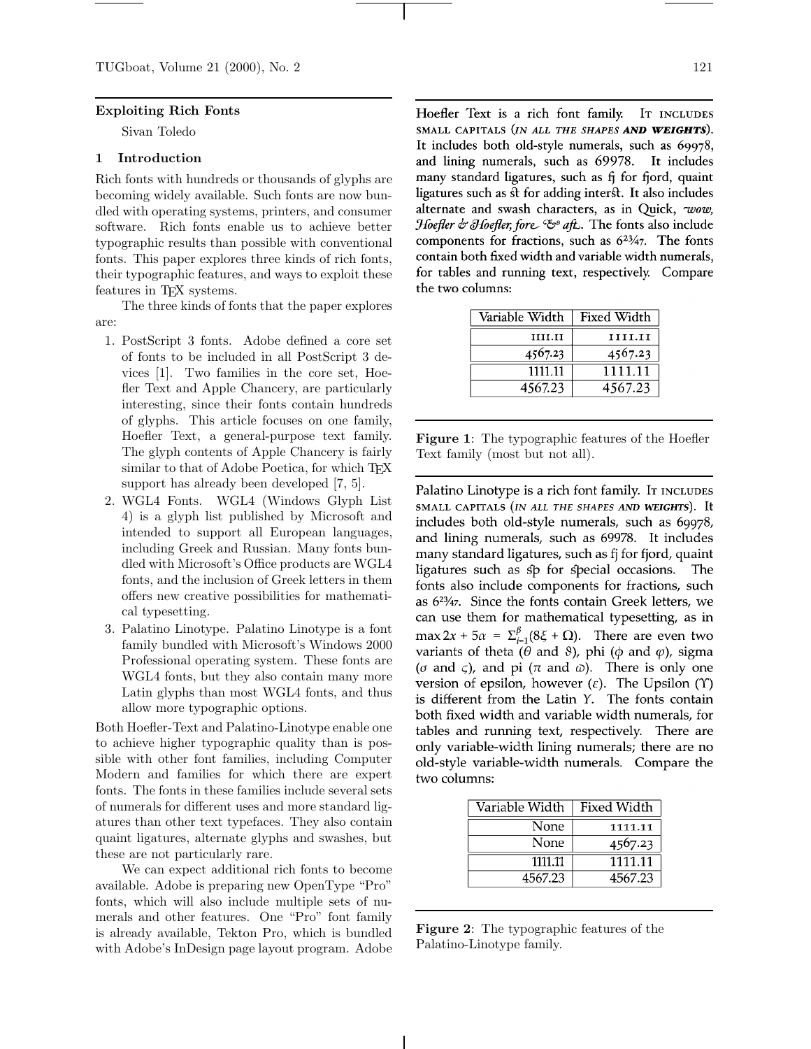## Exploiting Rich Fonts

Sivan Toledo

### 1 Introduction

Rich fonts with hundreds or thousands of glyphs are becoming widely available. Such fonts are now bundled with operating systems, printers, and consumer software. Rich fonts enable us to achieve better typographic results than possible with conventional fonts. This paper explores three kinds of rich fonts, their typographic features, and ways to exploit these features in TEX systems.

The three kinds of fonts that the paper explores are:

1. PostScript 3 fonts. Adobe defined a core set of fonts to be included in all PostScript 3 devices [1]. Two families in the core set, Hoefler Text and Apple Chancery, are particularly interesting, since their fonts contain hundreds of glyphs. This article focuses on one family, Hoefler Text, a general-purpose text family. The glyph contents of Apple Chancery is fairly similar to that of Adobe Poetica, for which TEX support has already been developed [7, 5].
2. WGL4 Fonts. WGL4 (Windows Glyph List 4) is a glyph list published by Microsoft and intended to support all European languages, including Greek and Russian. Many fonts bundled with Microsoft's Office products are WGL4 fonts, and the inclusion of Greek letters in them offers new creative possibilities for mathematical typesetting.
3. Palatino Linotype. Palatino Linotype is a font family bundled with Microsoft's Windows 2000 Professional operating system. These fonts are WGL4 fonts, but they also contain many more Latin glyphs than most WGL4 fonts, and thus allow more typographic options.

Both Hoefler-Text and Palatino-Linotype enable one to achieve higher typographic quality than is possible with other font families, including Computer Modern and families for which there are expert fonts. The fonts in these families include several sets of numerals for different uses and more standard ligatures than other text typefaces. They also contain quaint ligatures, alternate glyphs and swashes, but these are not particularly rare.

We can expect additional rich fonts to become available. Adobe is preparing new OpenType "Pro" fonts, which will also include multiple sets of numerals and other features. One "Pro" font family is already available, Tekton Pro, which is bundled with Adobe's InDesign page layout program. Adobe

---

Hoefler Text is a rich font family. IT INCLUDES SMALL CAPITALS (*IN ALL THE SHAPES* ***AND WEIGHTS***). It includes both old-style numerals, such as 69978, and lining numerals, such as 69978. It includes many standard ligatures, such as fj for fjord, quaint ligatures such as st for adding interst. It also includes alternate and swash characters, as in Quick, *wow, Hoefler & Hoefler, fore & aft*. The fonts also include components for fractions, such as 6²³⁄₄₇. The fonts contain both fixed width and variable width numerals, for tables and running text, respectively. Compare the two columns:

| Variable Width | Fixed Width |
|---|---|
| 1111.11 | 1111.11 |
| 4567.23 | 4567.23 |
| 1111.11 | 1111.11 |
| 4567.23 | 4567.23 |

**Figure 1**: The typographic features of the Hoefler Text family (most but not all).

---

Palatino Linotype is a rich font family. IT INCLUDES SMALL CAPITALS (*IN ALL THE SHAPES* ***AND WEIGHTS***). It includes both old-style numerals, such as 69978, and lining numerals, such as 69978. It includes many standard ligatures, such as fj for fjord, quaint ligatures such as sp for special occasions. The fonts also include components for fractions, such as 6²³⁄₄₇. Since the fonts contain Greek letters, we can use them for mathematical typesetting, as in $\max 2x + 5\alpha = \Sigma_{i=1}^{\beta}(8\xi + \Omega)$. There are even two variants of theta ($\theta$ and $\vartheta$), phi ($\phi$ and $\varphi$), sigma ($\sigma$ and $\varsigma$), and pi ($\pi$ and $\varpi$). There is only one version of epsilon, however ($\varepsilon$). The Upsilon ($\Upsilon$) is different from the Latin $Y$. The fonts contain both fixed width and variable width numerals, for tables and running text, respectively. There are only variable-width lining numerals; there are no old-style variable-width numerals. Compare the two columns:

| Variable Width | Fixed Width |
|---|---|
| None | 1111.11 |
| None | 4567.23 |
| 1111.11 | 1111.11 |
| 4567.23 | 4567.23 |

**Figure 2**: The typographic features of the Palatino-Linotype family.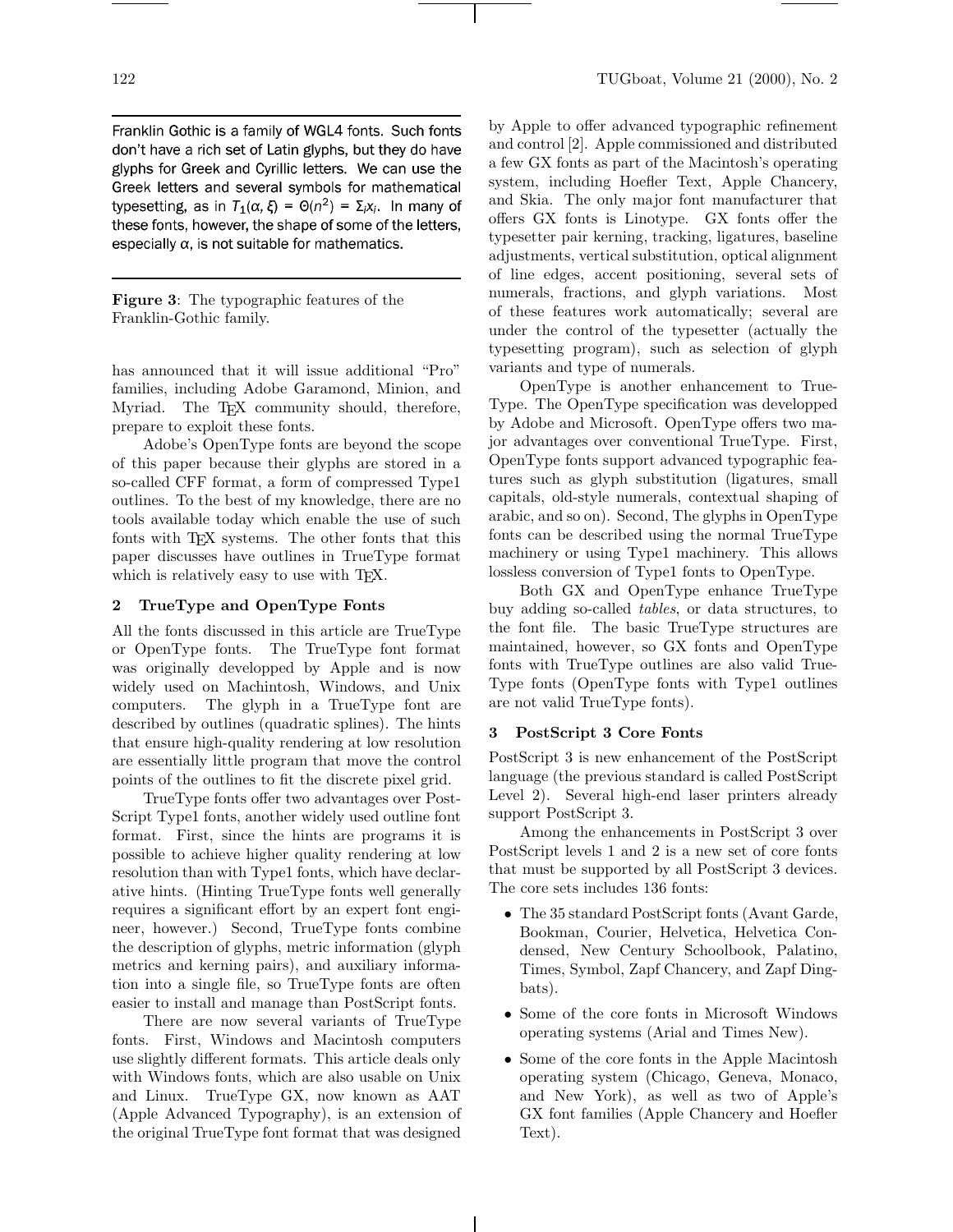Franklin Gothic is a family of WGL4 fonts. Such fonts don't have a rich set of Latin glyphs, but they do have glyphs for Greek and Cyrillic letters. We can use the Greek letters and several symbols for mathematical typesetting, as in $T_1(\alpha, \xi) = \Theta(n^2) = \Sigma_i x_i$. In many of these fonts, however, the shape of some of the letters, especially $\alpha$, is not suitable for mathematics.

**Figure 3**: The typographic features of the Franklin-Gothic family.

has announced that it will issue additional "Pro" families, including Adobe Garamond, Minion, and Myriad. The TEX community should, therefore, prepare to exploit these fonts.

Adobe's OpenType fonts are beyond the scope of this paper because their glyphs are stored in a so-called CFF format, a form of compressed Type1 outlines. To the best of my knowledge, there are no tools available today which enable the use of such fonts with TEX systems. The other fonts that this paper discusses have outlines in TrueType format which is relatively easy to use with TEX.

## 2 TrueType and OpenType Fonts

All the fonts discussed in this article are TrueType or OpenType fonts. The TrueType font format was originally developped by Apple and is now widely used on Machintosh, Windows, and Unix computers. The glyph in a TrueType font are described by outlines (quadratic splines). The hints that ensure high-quality rendering at low resolution are essentially little program that move the control points of the outlines to fit the discrete pixel grid.

TrueType fonts offer two advantages over PostScript Type1 fonts, another widely used outline font format. First, since the hints are programs it is possible to achieve higher quality rendering at low resolution than with Type1 fonts, which have declarative hints. (Hinting TrueType fonts well generally requires a significant effort by an expert font engineer, however.) Second, TrueType fonts combine the description of glyphs, metric information (glyph metrics and kerning pairs), and auxiliary information into a single file, so TrueType fonts are often easier to install and manage than PostScript fonts.

There are now several variants of TrueType fonts. First, Windows and Macintosh computers use slightly different formats. This article deals only with Windows fonts, which are also usable on Unix and Linux. TrueType GX, now known as AAT (Apple Advanced Typography), is an extension of the original TrueType font format that was designed by Apple to offer advanced typographic refinement and control [2]. Apple commissioned and distributed a few GX fonts as part of the Macintosh's operating system, including Hoefler Text, Apple Chancery, and Skia. The only major font manufacturer that offers GX fonts is Linotype. GX fonts offer the typesetter pair kerning, tracking, ligatures, baseline adjustments, vertical substitution, optical alignment of line edges, accent positioning, several sets of numerals, fractions, and glyph variations. Most of these features work automatically; several are under the control of the typesetter (actually the typesetting program), such as selection of glyph variants and type of numerals.

OpenType is another enhancement to TrueType. The OpenType specification was developped by Adobe and Microsoft. OpenType offers two major advantages over conventional TrueType. First, OpenType fonts support advanced typographic features such as glyph substitution (ligatures, small capitals, old-style numerals, contextual shaping of arabic, and so on). Second, The glyphs in OpenType fonts can be described using the normal TrueType machinery or using Type1 machinery. This allows lossless conversion of Type1 fonts to OpenType.

Both GX and OpenType enhance TrueType buy adding so-called *tables*, or data structures, to the font file. The basic TrueType structures are maintained, however, so GX fonts and OpenType fonts with TrueType outlines are also valid TrueType fonts (OpenType fonts with Type1 outlines are not valid TrueType fonts).

## 3 PostScript 3 Core Fonts

PostScript 3 is new enhancement of the PostScript language (the previous standard is called PostScript Level 2). Several high-end laser printers already support PostScript 3.

Among the enhancements in PostScript 3 over PostScript levels 1 and 2 is a new set of core fonts that must be supported by all PostScript 3 devices. The core sets includes 136 fonts:

- The 35 standard PostScript fonts (Avant Garde, Bookman, Courier, Helvetica, Helvetica Condensed, New Century Schoolbook, Palatino, Times, Symbol, Zapf Chancery, and Zapf Dingbats).
- Some of the core fonts in Microsoft Windows operating systems (Arial and Times New).
- Some of the core fonts in the Apple Macintosh operating system (Chicago, Geneva, Monaco, and New York), as well as two of Apple's GX font families (Apple Chancery and Hoefler Text).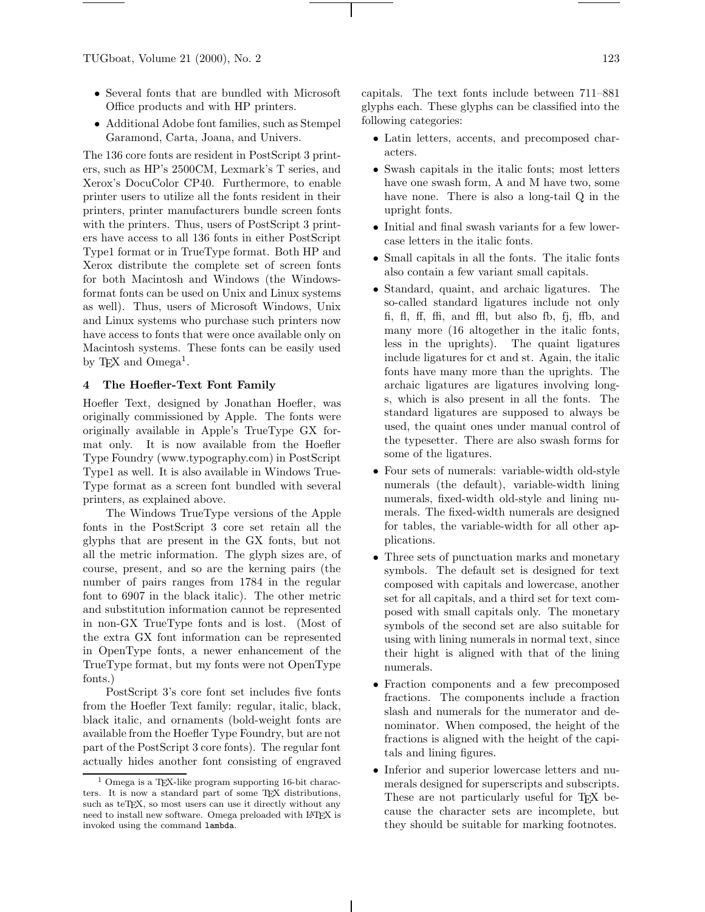- Several fonts that are bundled with Microsoft Office products and with HP printers.
- Additional Adobe font families, such as Stempel Garamond, Carta, Joana, and Univers.

The 136 core fonts are resident in PostScript 3 printers, such as HP's 2500CM, Lexmark's T series, and Xerox's DocuColor CP40. Furthermore, to enable printer users to utilize all the fonts resident in their printers, printer manufacturers bundle screen fonts with the printers. Thus, users of PostScript 3 printers have access to all 136 fonts in either PostScript Type1 format or in TrueType format. Both HP and Xerox distribute the complete set of screen fonts for both Macintosh and Windows (the Windows-format fonts can be used on Unix and Linux systems as well). Thus, users of Microsoft Windows, Unix and Linux systems who purchase such printers now have access to fonts that were once available only on Macintosh systems. These fonts can be easily used by TEX and Omega[1].

## 4 The Hoefler-Text Font Family

Hoefler Text, designed by Jonathan Hoefler, was originally commissioned by Apple. The fonts were originally available in Apple's TrueType GX format only. It is now available from the Hoefler Type Foundry (www.typography.com) in PostScript Type1 as well. It is also available in Windows TrueType format as a screen font bundled with several printers, as explained above.

The Windows TrueType versions of the Apple fonts in the PostScript 3 core set retain all the glyphs that are present in the GX fonts, but not all the metric information. The glyph sizes are, of course, present, and so are the kerning pairs (the number of pairs ranges from 1784 in the regular font to 6907 in the black italic). The other metric and substitution information cannot be represented in non-GX TrueType fonts and is lost. (Most of the extra GX font information can be represented in OpenType fonts, a newer enhancement of the TrueType format, but my fonts were not OpenType fonts.)

PostScript 3's core font set includes five fonts from the Hoefler Text family: regular, italic, black, black italic, and ornaments (bold-weight fonts are available from the Hoefler Type Foundry, but are not part of the PostScript 3 core fonts). The regular font actually hides another font consisting of engraved capitals. The text fonts include between 711–881 glyphs each. These glyphs can be classified into the following categories:

- Latin letters, accents, and precomposed characters.
- Swash capitals in the italic fonts; most letters have one swash form, A and M have two, some have none. There is also a long-tail Q in the upright fonts.
- Initial and final swash variants for a few lowercase letters in the italic fonts.
- Small capitals in all the fonts. The italic fonts also contain a few variant small capitals.
- Standard, quaint, and archaic ligatures. The so-called standard ligatures include not only fi, fl, ff, ffi, and ffl, but also fb, fj, ffb, and many more (16 altogether in the italic fonts, less in the uprights). The quaint ligatures include ligatures for ct and st. Again, the italic fonts have many more than the uprights. The archaic ligatures are ligatures involving long-s, which is also present in all the fonts. The standard ligatures are supposed to always be used, the quaint ones under manual control of the typesetter. There are also swash forms for some of the ligatures.
- Four sets of numerals: variable-width old-style numerals (the default), variable-width lining numerals, fixed-width old-style and lining numerals. The fixed-width numerals are designed for tables, the variable-width for all other applications.
- Three sets of punctuation marks and monetary symbols. The default set is designed for text composed with capitals and lowercase, another set for all capitals, and a third set for text composed with small capitals only. The monetary symbols of the second set are also suitable for using with lining numerals in normal text, since their hight is aligned with that of the lining numerals.
- Fraction components and a few precomposed fractions. The components include a fraction slash and numerals for the numerator and denominator. When composed, the height of the fractions is aligned with the height of the capitals and lining figures.
- Inferior and superior lowercase letters and numerals designed for superscripts and subscripts. These are not particularly useful for TEX because the character sets are incomplete, but they should be suitable for marking footnotes.

[1] Omega is a TEX-like program supporting 16-bit characters. It is now a standard part of some TEX distributions, such as teTEX, so most users can use it directly without any need to install new software. Omega preloaded with LATEX is invoked using the command `lambda`.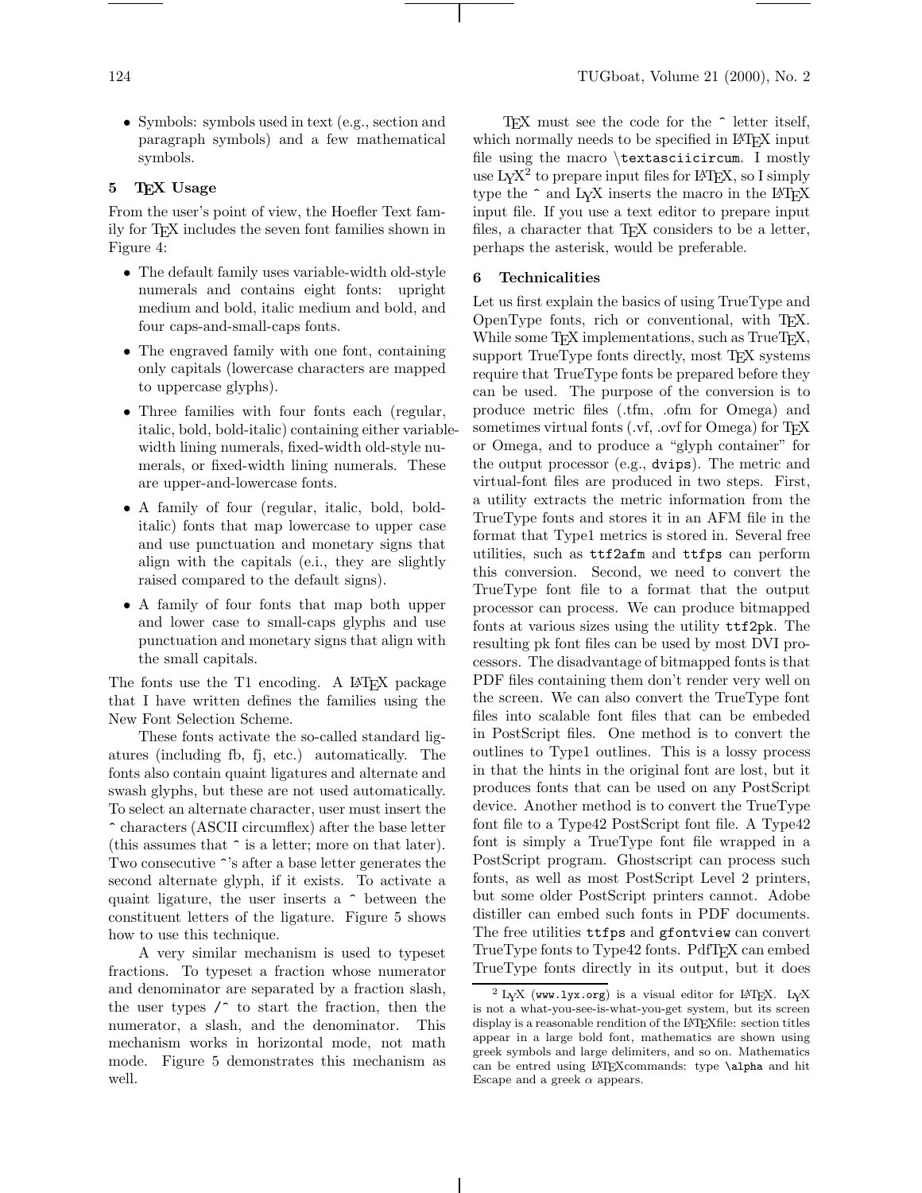- Symbols: symbols used in text (e.g., section and paragraph symbols) and a few mathematical symbols.

## 5 TeX Usage

From the user's point of view, the Hoefler Text family for TeX includes the seven font families shown in Figure 4:

- The default family uses variable-width old-style numerals and contains eight fonts: upright medium and bold, italic medium and bold, and four caps-and-small-caps fonts.
- The engraved family with one font, containing only capitals (lowercase characters are mapped to uppercase glyphs).
- Three families with four fonts each (regular, italic, bold, bold-italic) containing either variable-width lining numerals, fixed-width old-style numerals, or fixed-width lining numerals. These are upper-and-lowercase fonts.
- A family of four (regular, italic, bold, bold-italic) fonts that map lowercase to upper case and use punctuation and monetary signs that align with the capitals (e.i., they are slightly raised compared to the default signs).
- A family of four fonts that map both upper and lower case to small-caps glyphs and use punctuation and monetary signs that align with the small capitals.

The fonts use the T1 encoding. A LaTeX package that I have written defines the families using the New Font Selection Scheme.

These fonts activate the so-called standard ligatures (including fb, fj, etc.) automatically. The fonts also contain quaint ligatures and alternate and swash glyphs, but these are not used automatically. To select an alternate character, user must insert the ^ characters (ASCII circumflex) after the base letter (this assumes that ^ is a letter; more on that later). Two consecutive ^'s after a base letter generates the second alternate glyph, if it exists. To activate a quaint ligature, the user inserts a ^ between the constituent letters of the ligature. Figure 5 shows how to use this technique.

A very similar mechanism is used to typeset fractions. To typeset a fraction whose numerator and denominator are separated by a fraction slash, the user types `/^` to start the fraction, then the numerator, a slash, and the denominator. This mechanism works in horizontal mode, not math mode. Figure 5 demonstrates this mechanism as well.

TeX must see the code for the ^ letter itself, which normally needs to be specified in LaTeX input file using the macro `\textasciicircum`. I mostly use LyX[2] to prepare input files for LaTeX, so I simply type the ^ and LyX inserts the macro in the LaTeX input file. If you use a text editor to prepare input files, a character that TeX considers to be a letter, perhaps the asterisk, would be preferable.

## 6 Technicalities

Let us first explain the basics of using TrueType and OpenType fonts, rich or conventional, with TeX. While some TeX implementations, such as TrueTeX, support TrueType fonts directly, most TeX systems require that TrueType fonts be prepared before they can be used. The purpose of the conversion is to produce metric files (.tfm, .ofm for Omega) and sometimes virtual fonts (.vf, .ovf for Omega) for TeX or Omega, and to produce a "glyph container" for the output processor (e.g., `dvips`). The metric and virtual-font files are produced in two steps. First, a utility extracts the metric information from the TrueType fonts and stores it in an AFM file in the format that Type1 metrics is stored in. Several free utilities, such as `ttf2afm` and `ttfps` can perform this conversion. Second, we need to convert the TrueType font file to a format that the output processor can process. We can produce bitmapped fonts at various sizes using the utility `ttf2pk`. The resulting pk font files can be used by most DVI processors. The disadvantage of bitmapped fonts is that PDF files containing them don't render very well on the screen. We can also convert the TrueType font files into scalable font files that can be embeded in PostScript files. One method is to convert the outlines to Type1 outlines. This is a lossy process in that the hints in the original font are lost, but it produces fonts that can be used on any PostScript device. Another method is to convert the TrueType font file to a Type42 PostScript font file. A Type42 font is simply a TrueType font file wrapped in a PostScript program. Ghostscript can process such fonts, as well as most PostScript Level 2 printers, but some older PostScript printers cannot. Adobe distiller can embed such fonts in PDF documents. The free utilities `ttfps` and `gfontview` can convert TrueType fonts to Type42 fonts. PdfTeX can embed TrueType fonts directly in its output, but it does

[2] LyX (`www.lyx.org`) is a visual editor for LaTeX. LyX is not a what-you-see-is-what-you-get system, but its screen display is a reasonable rendition of the LaTeXfile: section titles appear in a large bold font, mathematics are shown using greek symbols and large delimiters, and so on. Mathematics can be entred using LaTeXcommands: type `\alpha` and hit Escape and a greek $\alpha$ appears.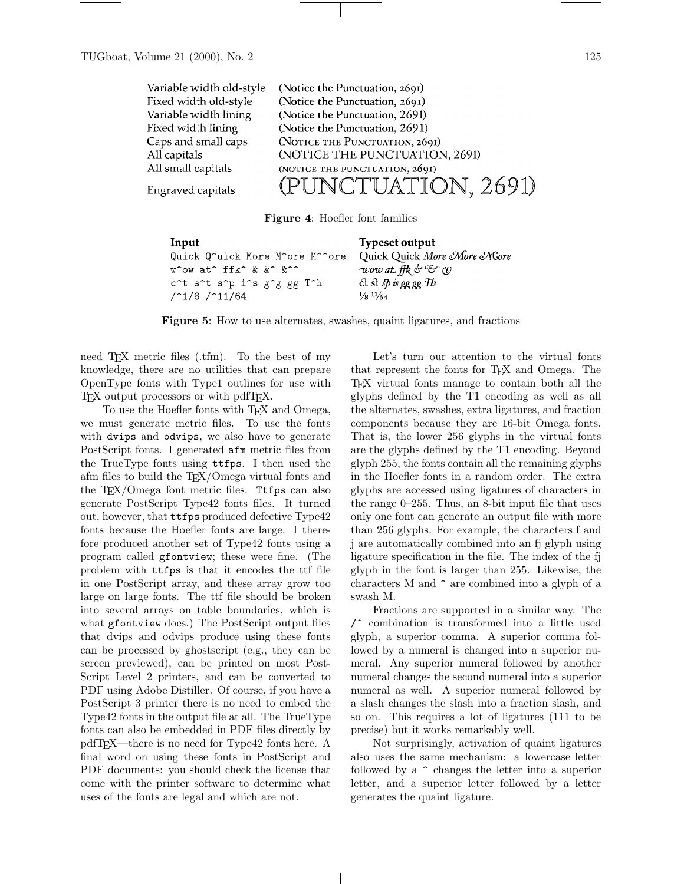| | |
|---|---|
| Variable width old-style | (Notice the Punctuation, 2691) |
| Fixed width old-style | (Notice the Punctuation, 2691) |
| Variable width lining | (Notice the Punctuation, 2691) |
| Fixed width lining | (Notice the Punctuation, 2691) |
| Caps and small caps | (NOTICE THE PUNCTUATION, 2691) |
| All capitals | (NOTICE THE PUNCTUATION, 2691) |
| All small capitals | (NOTICE THE PUNCTUATION, 2691) |
| Engraved capitals | (PUNCTUATION, 2691) |

**Figure 4**: Hoefler font families

| **Input** | **Typeset output** |
|---|---|
| `Quick Q^uick More M^ore M^^ore` | Quick Quick *More More More* |
| `w^ow at^ ffk^ & &^ &^^` | *wow at. ffk & & &* |
| `c^t s^t s^p i^s g^g gg T^h` | ct st *sp is gg gg Th* |
| `/^1/8 /^11/64` | 1⁄8 11⁄64 |

**Figure 5**: How to use alternates, swashes, quaint ligatures, and fractions

need TEX metric files (.tfm). To the best of my knowledge, there are no utilities that can prepare OpenType fonts with Type1 outlines for use with TEX output processors or with pdfTEX.

To use the Hoefler fonts with TEX and Omega, we must generate metric files. To use the fonts with `dvips` and `odvips`, we also have to generate PostScript fonts. I generated `afm` metric files from the TrueType fonts using `ttfps`. I then used the afm files to build the TEX/Omega virtual fonts and the TEX/Omega font metric files. `Ttfps` can also generate PostScript Type42 fonts files. It turned out, however, that `ttfps` produced defective Type42 fonts because the Hoefler fonts are large. I therefore produced another set of Type42 fonts using a program called `gfontview`; these were fine. (The problem with `ttfps` is that it encodes the ttf file in one PostScript array, and these array grow too large on large fonts. The ttf file should be broken into several arrays on table boundaries, which is what `gfontview` does.) The PostScript output files that dvips and odvips produce using these fonts can be processed by ghostscript (e.g., they can be screen previewed), can be printed on most PostScript Level 2 printers, and can be converted to PDF using Adobe Distiller. Of course, if you have a PostScript 3 printer there is no need to embed the Type42 fonts in the output file at all. The TrueType fonts can also be embedded in PDF files directly by pdfTEX—there is no need for Type42 fonts here. A final word on using these fonts in PostScript and PDF documents: you should check the license that come with the printer software to determine what uses of the fonts are legal and which are not.

Let's turn our attention to the virtual fonts that represent the fonts for TEX and Omega. The TEX virtual fonts manage to contain both all the glyphs defined by the T1 encoding as well as all the alternates, swashes, extra ligatures, and fraction components because they are 16-bit Omega fonts. That is, the lower 256 glyphs in the virtual fonts are the glyphs defined by the T1 encoding. Beyond glyph 255, the fonts contain all the remaining glyphs in the Hoefler fonts in a random order. The extra glyphs are accessed using ligatures of characters in the range 0–255. Thus, an 8-bit input file that uses only one font can generate an output file with more than 256 glyphs. For example, the characters f and j are automatically combined into an fj glyph using ligature specification in the file. The index of the fj glyph in the font is larger than 255. Likewise, the characters M and `^` are combined into a glyph of a swash M.

Fractions are supported in a similar way. The `/^` combination is transformed into a little used glyph, a superior comma. A superior comma followed by a numeral is changed into a superior numeral. Any superior numeral followed by another numeral changes the second numeral into a superior numeral as well. A superior numeral followed by a slash changes the slash into a fraction slash, and so on. This requires a lot of ligatures (111 to be precise) but it works remarkably well.

Not surprisingly, activation of quaint ligatures also uses the same mechanism: a lowercase letter followed by a `^` changes the letter into a superior letter, and a superior letter followed by a letter generates the quaint ligature.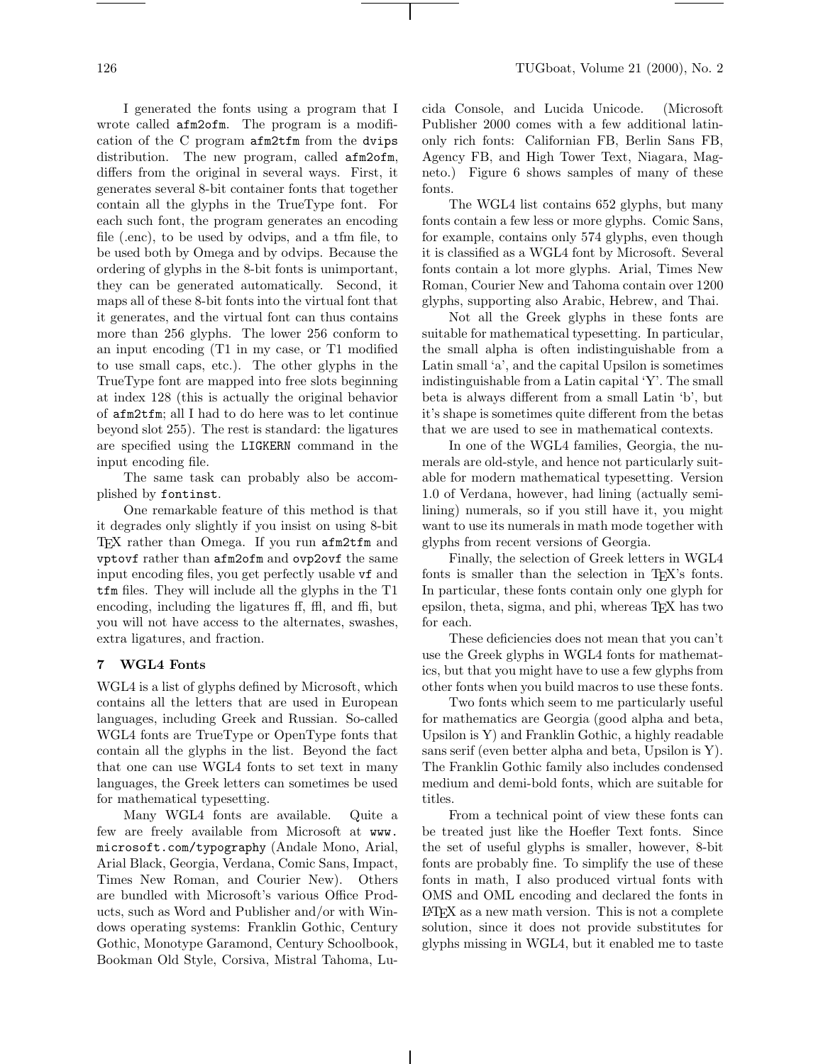I generated the fonts using a program that I wrote called afm2ofm. The program is a modification of the C program afm2tfm from the dvips distribution. The new program, called afm2ofm, differs from the original in several ways. First, it generates several 8-bit container fonts that together contain all the glyphs in the TrueType font. For each such font, the program generates an encoding file (.enc), to be used by odvips, and a tfm file, to be used both by Omega and by odvips. Because the ordering of glyphs in the 8-bit fonts is unimportant, they can be generated automatically. Second, it maps all of these 8-bit fonts into the virtual font that it generates, and the virtual font can thus contains more than 256 glyphs. The lower 256 conform to an input encoding (T1 in my case, or T1 modified to use small caps, etc.). The other glyphs in the TrueType font are mapped into free slots beginning at index 128 (this is actually the original behavior of afm2tfm; all I had to do here was to let continue beyond slot 255). The rest is standard: the ligatures are specified using the LIGKERN command in the input encoding file.

The same task can probably also be accomplished by fontinst.

One remarkable feature of this method is that it degrades only slightly if you insist on using 8-bit TeX rather than Omega. If you run afm2tfm and vptovf rather than afm2ofm and ovp2ovf the same input encoding files, you get perfectly usable vf and tfm files. They will include all the glyphs in the T1 encoding, including the ligatures ff, ffl, and ffi, but you will not have access to the alternates, swashes, extra ligatures, and fraction.

## 7 WGL4 Fonts

WGL4 is a list of glyphs defined by Microsoft, which contains all the letters that are used in European languages, including Greek and Russian. So-called WGL4 fonts are TrueType or OpenType fonts that contain all the glyphs in the list. Beyond the fact that one can use WGL4 fonts to set text in many languages, the Greek letters can sometimes be used for mathematical typesetting.

Many WGL4 fonts are available. Quite a few are freely available from Microsoft at www.microsoft.com/typography (Andale Mono, Arial, Arial Black, Georgia, Verdana, Comic Sans, Impact, Times New Roman, and Courier New). Others are bundled with Microsoft's various Office Products, such as Word and Publisher and/or with Windows operating systems: Franklin Gothic, Century Gothic, Monotype Garamond, Century Schoolbook, Bookman Old Style, Corsiva, Mistral Tahoma, Lucida Console, and Lucida Unicode. (Microsoft Publisher 2000 comes with a few additional latin-only rich fonts: Californian FB, Berlin Sans FB, Agency FB, and High Tower Text, Niagara, Magneto.) Figure 6 shows samples of many of these fonts.

The WGL4 list contains 652 glyphs, but many fonts contain a few less or more glyphs. Comic Sans, for example, contains only 574 glyphs, even though it is classified as a WGL4 font by Microsoft. Several fonts contain a lot more glyphs. Arial, Times New Roman, Courier New and Tahoma contain over 1200 glyphs, supporting also Arabic, Hebrew, and Thai.

Not all the Greek glyphs in these fonts are suitable for mathematical typesetting. In particular, the small alpha is often indistinguishable from a Latin small 'a', and the capital Upsilon is sometimes indistinguishable from a Latin capital 'Y'. The small beta is always different from a small Latin 'b', but it's shape is sometimes quite different from the betas that we are used to see in mathematical contexts.

In one of the WGL4 families, Georgia, the numerals are old-style, and hence not particularly suitable for modern mathematical typesetting. Version 1.0 of Verdana, however, had lining (actually semi-lining) numerals, so if you still have it, you might want to use its numerals in math mode together with glyphs from recent versions of Georgia.

Finally, the selection of Greek letters in WGL4 fonts is smaller than the selection in TeX's fonts. In particular, these fonts contain only one glyph for epsilon, theta, sigma, and phi, whereas TeX has two for each.

These deficiencies does not mean that you can't use the Greek glyphs in WGL4 fonts for mathematics, but that you might have to use a few glyphs from other fonts when you build macros to use these fonts.

Two fonts which seem to me particularly useful for mathematics are Georgia (good alpha and beta, Upsilon is Y) and Franklin Gothic, a highly readable sans serif (even better alpha and beta, Upsilon is Y). The Franklin Gothic family also includes condensed medium and demi-bold fonts, which are suitable for titles.

From a technical point of view these fonts can be treated just like the Hoefler Text fonts. Since the set of useful glyphs is smaller, however, 8-bit fonts are probably fine. To simplify the use of these fonts in math, I also produced virtual fonts with OMS and OML encoding and declared the fonts in LaTeX as a new math version. This is not a complete solution, since it does not provide substitutes for glyphs missing in WGL4, but it enabled me to taste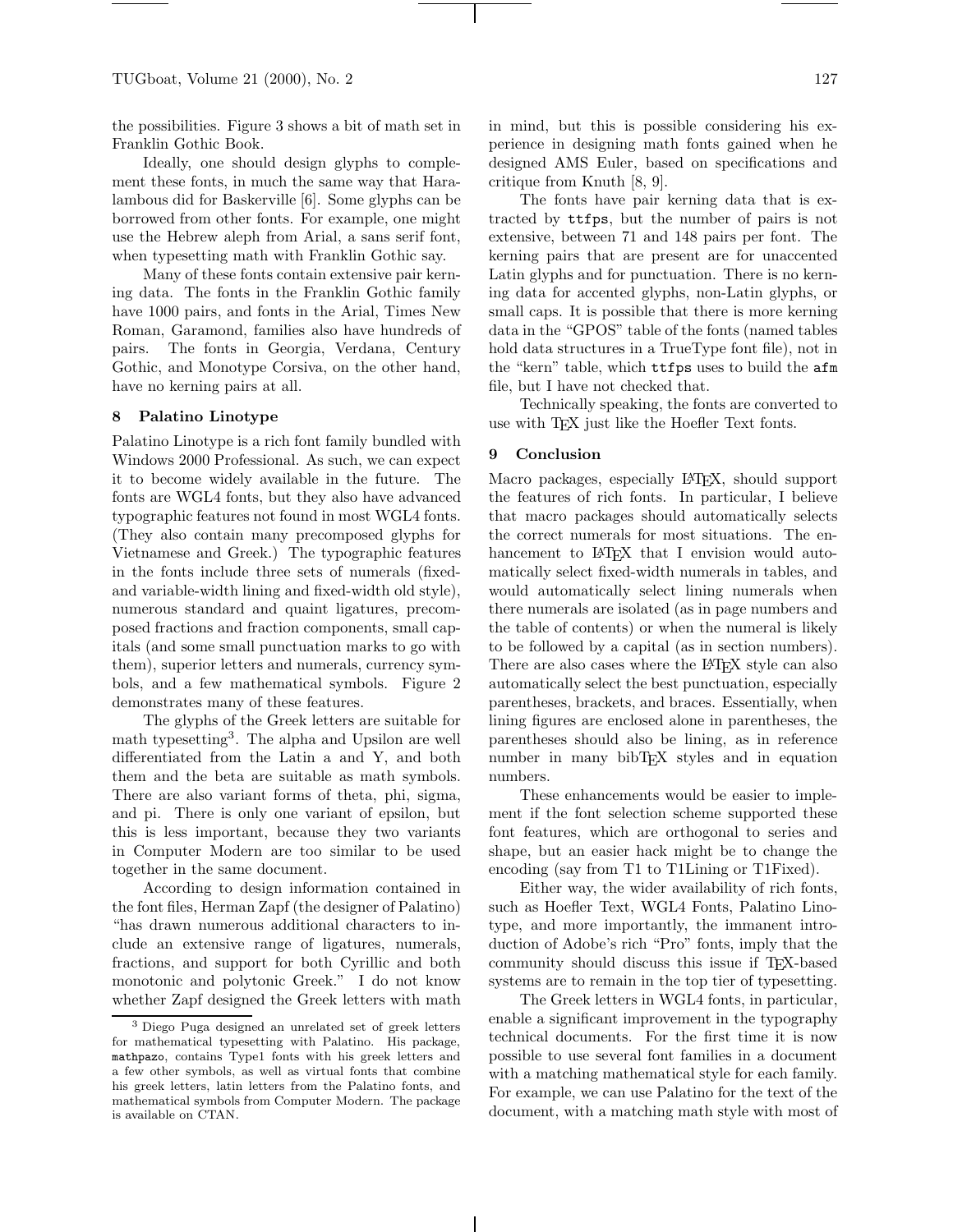the possibilities. Figure 3 shows a bit of math set in Franklin Gothic Book.

Ideally, one should design glyphs to complement these fonts, in much the same way that Haralambous did for Baskerville [6]. Some glyphs can be borrowed from other fonts. For example, one might use the Hebrew aleph from Arial, a sans serif font, when typesetting math with Franklin Gothic say.

Many of these fonts contain extensive pair kerning data. The fonts in the Franklin Gothic family have 1000 pairs, and fonts in the Arial, Times New Roman, Garamond, families also have hundreds of pairs. The fonts in Georgia, Verdana, Century Gothic, and Monotype Corsiva, on the other hand, have no kerning pairs at all.

## 8 Palatino Linotype

Palatino Linotype is a rich font family bundled with Windows 2000 Professional. As such, we can expect it to become widely available in the future. The fonts are WGL4 fonts, but they also have advanced typographic features not found in most WGL4 fonts. (They also contain many precomposed glyphs for Vietnamese and Greek.) The typographic features in the fonts include three sets of numerals (fixed- and variable-width lining and fixed-width old style), numerous standard and quaint ligatures, precomposed fractions and fraction components, small capitals (and some small punctuation marks to go with them), superior letters and numerals, currency symbols, and a few mathematical symbols. Figure 2 demonstrates many of these features.

The glyphs of the Greek letters are suitable for math typesetting[3]. The alpha and Upsilon are well differentiated from the Latin a and Y, and both them and the beta are suitable as math symbols. There are also variant forms of theta, phi, sigma, and pi. There is only one variant of epsilon, but this is less important, because they two variants in Computer Modern are too similar to be used together in the same document.

According to design information contained in the font files, Herman Zapf (the designer of Palatino) "has drawn numerous additional characters to include an extensive range of ligatures, numerals, fractions, and support for both Cyrillic and both monotonic and polytonic Greek." I do not know whether Zapf designed the Greek letters with math in mind, but this is possible considering his experience in designing math fonts gained when he designed AMS Euler, based on specifications and critique from Knuth [8, 9].

The fonts have pair kerning data that is extracted by `ttfps`, but the number of pairs is not extensive, between 71 and 148 pairs per font. The kerning pairs that are present are for unaccented Latin glyphs and for punctuation. There is no kerning data for accented glyphs, non-Latin glyphs, or small caps. It is possible that there is more kerning data in the "GPOS" table of the fonts (named tables hold data structures in a TrueType font file), not in the "kern" table, which `ttfps` uses to build the `afm` file, but I have not checked that.

Technically speaking, the fonts are converted to use with TeX just like the Hoefler Text fonts.

## 9 Conclusion

Macro packages, especially LaTeX, should support the features of rich fonts. In particular, I believe that macro packages should automatically selects the correct numerals for most situations. The enhancement to LaTeX that I envision would automatically select fixed-width numerals in tables, and would automatically select lining numerals when there numerals are isolated (as in page numbers and the table of contents) or when the numeral is likely to be followed by a capital (as in section numbers). There are also cases where the LaTeX style can also automatically select the best punctuation, especially parentheses, brackets, and braces. Essentially, when lining figures are enclosed alone in parentheses, the parentheses should also be lining, as in reference number in many bibTeX styles and in equation numbers.

These enhancements would be easier to implement if the font selection scheme supported these font features, which are orthogonal to series and shape, but an easier hack might be to change the encoding (say from T1 to T1Lining or T1Fixed).

Either way, the wider availability of rich fonts, such as Hoefler Text, WGL4 Fonts, Palatino Linotype, and more importantly, the immanent introduction of Adobe's rich "Pro" fonts, imply that the community should discuss this issue if TeX-based systems are to remain in the top tier of typesetting.

The Greek letters in WGL4 fonts, in particular, enable a significant improvement in the typography technical documents. For the first time it is now possible to use several font families in a document with a matching mathematical style for each family. For example, we can use Palatino for the text of the document, with a matching math style with most of

[3] Diego Puga designed an unrelated set of greek letters for mathematical typesetting with Palatino. His package, `mathpazo`, contains Type1 fonts with his greek letters and a few other symbols, as well as virtual fonts that combine his greek letters, latin letters from the Palatino fonts, and mathematical symbols from Computer Modern. The package is available on CTAN.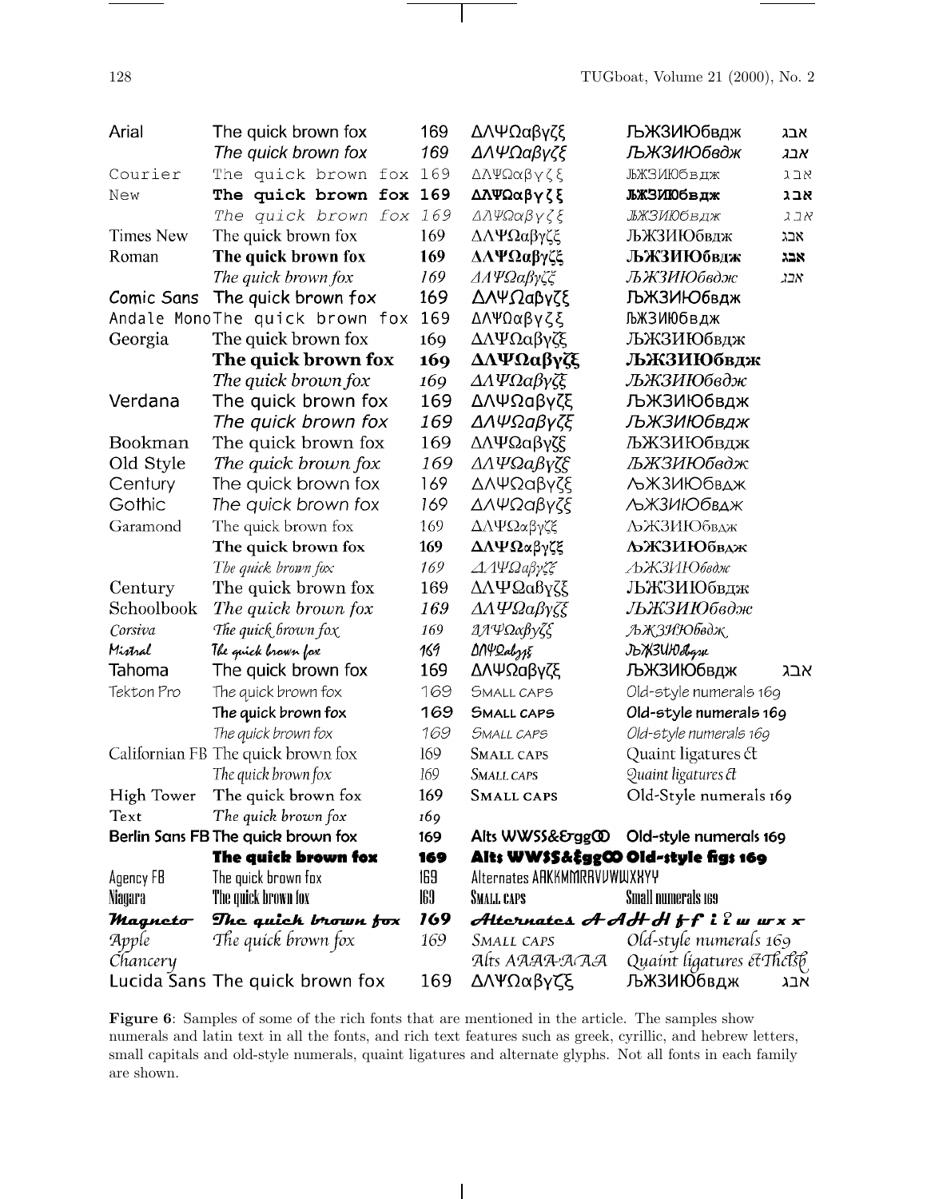| | | | | | |
|---|---|---|---|---|---|
| Arial | The quick brown fox | 169 | ΔΛΨΩαβγζξ | ЉЖЗИЮбвдж | אבג |
| | *The quick brown fox* | *169* | *ΔΛΨΩαβγζξ* | *ЉЖЗИЮбвдж* | *אבג* |
| Courier | The quick brown fox | 169 | ΔΛΨΩαβγζξ | ЉЖЗИЮбвдж | אבג |
| New | **The quick brown fox** | **169** | **ΔΛΨΩαβγζξ** | **ЉЖЗИЮбвдж** | **אבג** |
| | *The quick brown fox* | *169* | *ΔΛΨΩαβγζξ* | *ЉЖЗИЮбвдж* | *אבג* |
| Times New | The quick brown fox | 169 | ΔΛΨΩαβγζξ | ЉЖЗИЮбвдж | אבג |
| Roman | **The quick brown fox** | **169** | **ΔΛΨΩαβγζξ** | **ЉЖЗИЮбвдж** | **אבג** |
| | *The quick brown fox* | *169* | *ΔΛΨΩαβγζξ* | *ЉЖЗИЮбвдж* | *אבג* |
| Comic Sans | The quick brown fox | 169 | ΔΛΨΩαβγζξ | ЉЖЗИЮбвдж | |
| Andale Mono | The quick brown fox | 169 | ΔΛΨΩαβγζξ | ЉЖЗИЮбвдж | |
| Georgia | The quick brown fox | 169 | ΔΛΨΩαβγζξ | ЉЖЗИЮбвдж | |
| | **The quick brown fox** | **169** | **ΔΛΨΩαβγζξ** | **ЉЖЗИЮбвдж** | |
| | *The quick brown fox* | *169* | *ΔΛΨΩαβγζξ* | *ЉЖЗИЮбвдж* | |
| Verdana | The quick brown fox | 169 | ΔΛΨΩαβγζξ | ЉЖЗИЮбвдж | |
| | *The quick brown fox* | *169* | *ΔΛΨΩαβγζξ* | *ЉЖЗИЮбвдж* | |
| Bookman | The quick brown fox | 169 | ΔΛΨΩαβγζξ | ЉЖЗИЮбвдж | |
| Old Style | *The quick brown fox* | *169* | *ΔΛΨΩαβγζξ* | *ЉЖЗИЮбвдж* | |
| Century | The quick brown fox | 169 | ΔΛΨΩαβγζξ | ЉЖЗИЮбвдж | |
| Gothic | *The quick brown fox* | *169* | *ΔΛΨΩαβγζξ* | *ЉЖЗИЮбвдж* | |
| Garamond | The quick brown fox | 169 | ΔΛΨΩαβγζξ | ЉЖЗИЮбвдж | |
| | **The quick brown fox** | **169** | **ΔΛΨΩαβγζξ** | **ЉЖЗИЮбвдж** | |
| | *The quick brown fox* | *169* | *ΔΛΨΩαβγζξ* | *ЉЖЗИЮбвдж* | |
| Century | The quick brown fox | 169 | ΔΛΨΩαβγζξ | ЉЖЗИЮбвдж | |
| Schoolbook | *The quick brown fox* | *169* | *ΔΛΨΩαβγζξ* | *ЉЖЗИЮбвдж* | |
| *Corsiva* | *The quick brown fox* | *169* | *ΔΛΨΩαβγζξ* | *ЉЖЗИЮбвдж* | |
| Mistral | The quick brown fox | 169 | ΔΛΨΩαβγζξ | ЉЖЗИЮбвдж | |
| Tahoma | The quick brown fox | 169 | ΔΛΨΩαβγζξ | ЉЖЗИЮбвдж | אבג |
| Tekton Pro | The quick brown fox | 169 | Small caps | Old-style numerals 169 | |
| | **The quick brown fox** | **169** | **Small caps** | **Old-style numerals 169** | |
| | *The quick brown fox* | *169* | *Small caps* | *Old-style numerals 169* | |
| Californian FB | The quick brown fox | 169 | Small caps | Quaint ligatures ct | |
| | *The quick brown fox* | *169* | *Small caps* | *Quaint ligatures ct* | |
| High Tower | The quick brown fox | 169 | Small caps | Old-Style numerals 169 | |
| Text | *The quick brown fox* | *169* | | | |
| Berlin Sans FB | The quick brown fox | 169 | Alts WWSS&&ggOO | Old-style numerals 169 | |
| | **The quick brown fox** | **169** | **Alts WWSS&&ggOO** | **Old-style figs 169** | |
| Agency FB | The quick brown fox | 169 | Alternates AAKKMMRRVVWWXXYY | | |
| Niagara | The quick brown fox | 169 | Small caps | Small numerals 169 | |
| *Magneto* | *The quick brown fox* | *169* | *Alternates A A H H f f i i w w x x* | | |
| *Apple* | *The quick brown fox* | *169* | *Small caps* | *Old-style numerals 169* | |
| *Chancery* | | | *Alts AAAA AAA* | *Quaint ligatures ct Th st sp* | |
| Lucida Sans | The quick brown fox | 169 | ΔΛΨΩαβγζξ | ЉЖЗИЮбвдж | אבג |

**Figure 6**: Samples of some of the rich fonts that are mentioned in the article. The samples show numerals and latin text in all the fonts, and rich text features such as greek, cyrillic, and hebrew letters, small capitals and old-style numerals, quaint ligatures and alternate glyphs. Not all fonts in each family are shown.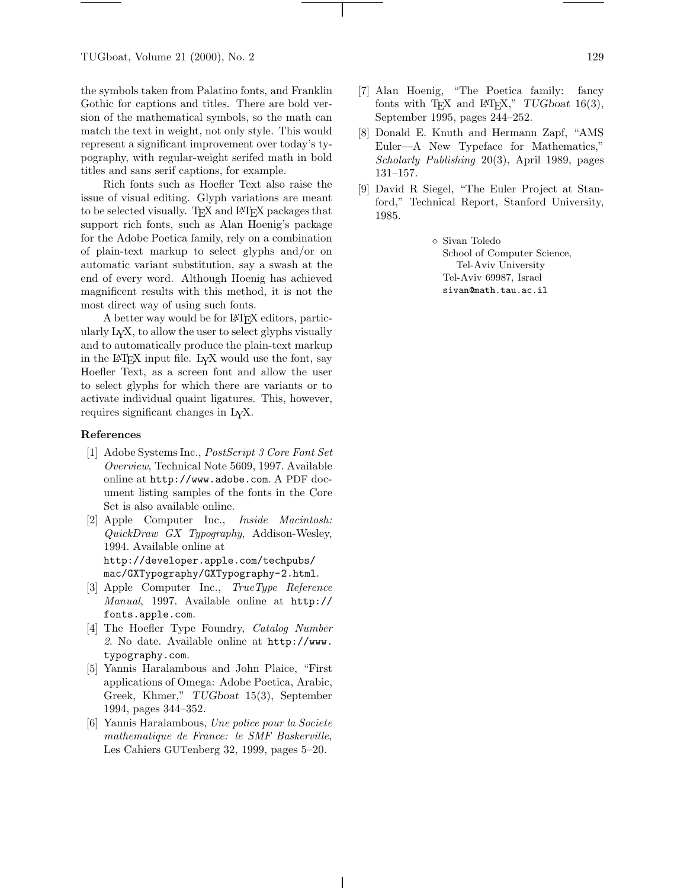the symbols taken from Palatino fonts, and Franklin Gothic for captions and titles. There are bold version of the mathematical symbols, so the math can match the text in weight, not only style. This would represent a significant improvement over today's typography, with regular-weight serifed math in bold titles and sans serif captions, for example.

Rich fonts such as Hoefler Text also raise the issue of visual editing. Glyph variations are meant to be selected visually. TeX and LaTeX packages that support rich fonts, such as Alan Hoenig's package for the Adobe Poetica family, rely on a combination of plain-text markup to select glyphs and/or on automatic variant substitution, say a swash at the end of every word. Although Hoenig has achieved magnificent results with this method, it is not the most direct way of using such fonts.

A better way would be for LaTeX editors, particularly LyX, to allow the user to select glyphs visually and to automatically produce the plain-text markup in the LaTeX input file. LyX would use the font, say Hoefler Text, as a screen font and allow the user to select glyphs for which there are variants or to activate individual quaint ligatures. This, however, requires significant changes in LyX.

### References

[1] Adobe Systems Inc., *PostScript 3 Core Font Set Overview*, Technical Note 5609, 1997. Available online at `http://www.adobe.com`. A PDF document listing samples of the fonts in the Core Set is also available online.

[2] Apple Computer Inc., *Inside Macintosh: QuickDraw GX Typography*, Addison-Wesley, 1994. Available online at `http://developer.apple.com/techpubs/mac/GXTypography/GXTypography-2.html`.

[3] Apple Computer Inc., *TrueType Reference Manual*, 1997. Available online at `http://fonts.apple.com`.

[4] The Hoefler Type Foundry, *Catalog Number 2*. No date. Available online at `http://www.typography.com`.

[5] Yannis Haralambous and John Plaice, "First applications of Omega: Adobe Poetica, Arabic, Greek, Khmer," *TUGboat* 15(3), September 1994, pages 344–352.

[6] Yannis Haralambous, *Une police pour la Societe mathematique de France: le SMF Baskerville*, Les Cahiers GUTenberg 32, 1999, pages 5–20.

[7] Alan Hoenig, "The Poetica family: fancy fonts with TeX and LaTeX," *TUGboat* 16(3), September 1995, pages 244–252.

[8] Donald E. Knuth and Hermann Zapf, "AMS Euler—A New Typeface for Mathematics," *Scholarly Publishing* 20(3), April 1989, pages 131–157.

[9] David R Siegel, "The Euler Project at Stanford," Technical Report, Stanford University, 1985.

⋄ Sivan Toledo
School of Computer Science,
Tel-Aviv University
Tel-Aviv 69987, Israel
`sivan@math.tau.ac.il`